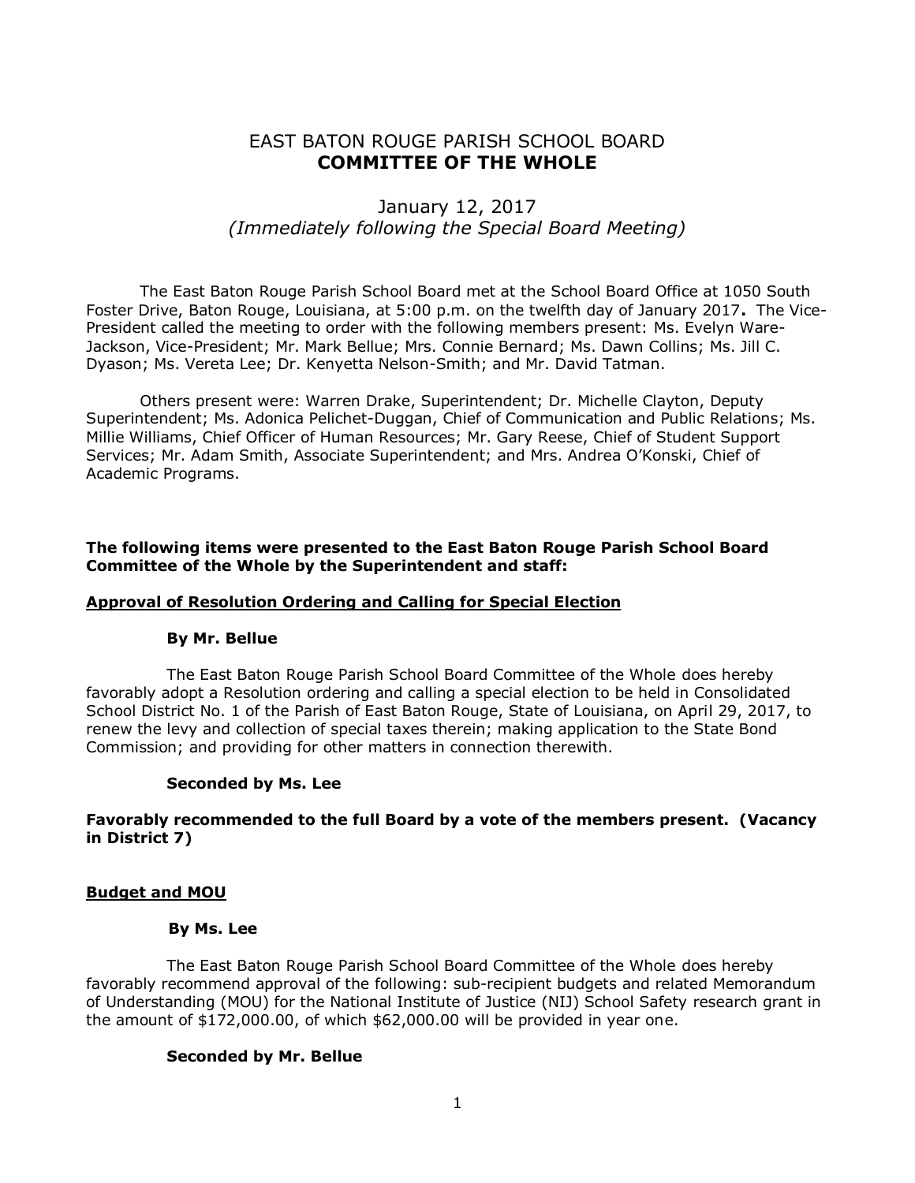# EAST BATON ROUGE PARISH SCHOOL BOARD
# **COMMITTEE OF THE WHOLE**

## January 12, 2017
### *(Immediately following the Special Board Meeting)*

The East Baton Rouge Parish School Board met at the School Board Office at 1050 South Foster Drive, Baton Rouge, Louisiana, at 5:00 p.m. on the twelfth day of January 2017**.** The Vice-President called the meeting to order with the following members present: Ms. Evelyn Ware-Jackson, Vice-President; Mr. Mark Bellue; Mrs. Connie Bernard; Ms. Dawn Collins; Ms. Jill C. Dyason; Ms. Vereta Lee; Dr. Kenyetta Nelson-Smith; and Mr. David Tatman.

Others present were: Warren Drake, Superintendent; Dr. Michelle Clayton, Deputy Superintendent; Ms. Adonica Pelichet-Duggan, Chief of Communication and Public Relations; Ms. Millie Williams, Chief Officer of Human Resources; Mr. Gary Reese, Chief of Student Support Services; Mr. Adam Smith, Associate Superintendent; and Mrs. Andrea O'Konski, Chief of Academic Programs.

**The following items were presented to the East Baton Rouge Parish School Board Committee of the Whole by the Superintendent and staff:**

**<u>Approval of Resolution Ordering and Calling for Special Election</u>**

**By Mr. Bellue**

The East Baton Rouge Parish School Board Committee of the Whole does hereby favorably adopt a Resolution ordering and calling a special election to be held in Consolidated School District No. 1 of the Parish of East Baton Rouge, State of Louisiana, on April 29, 2017, to renew the levy and collection of special taxes therein; making application to the State Bond Commission; and providing for other matters in connection therewith.

**Seconded by Ms. Lee**

**Favorably recommended to the full Board by a vote of the members present. (Vacancy in District 7)**

**<u>Budget and MOU</u>**

**By Ms. Lee**

The East Baton Rouge Parish School Board Committee of the Whole does hereby favorably recommend approval of the following: sub-recipient budgets and related Memorandum of Understanding (MOU) for the National Institute of Justice (NIJ) School Safety research grant in the amount of $172,000.00, of which $62,000.00 will be provided in year one.

**Seconded by Mr. Bellue**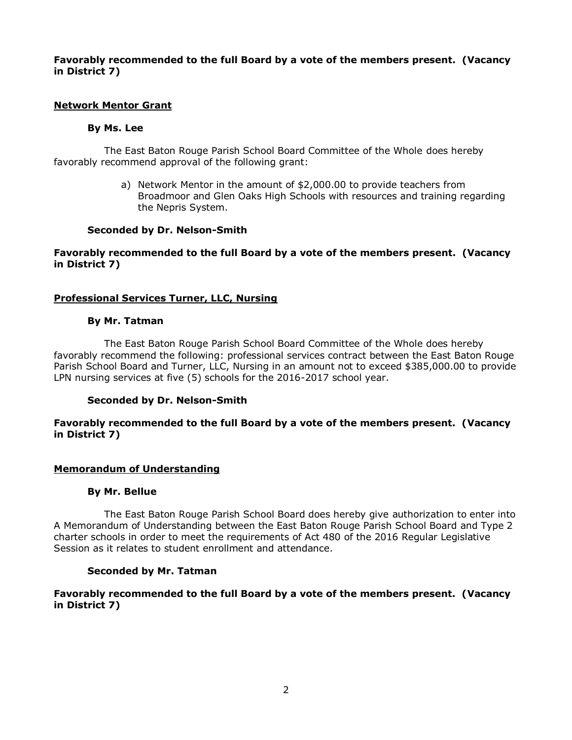**Favorably recommended to the full Board by a vote of the members present. (Vacancy in District 7)**

**Network Mentor Grant**

**By Ms. Lee**

The East Baton Rouge Parish School Board Committee of the Whole does hereby favorably recommend approval of the following grant:

a) Network Mentor in the amount of $2,000.00 to provide teachers from Broadmoor and Glen Oaks High Schools with resources and training regarding the Nepris System.

**Seconded by Dr. Nelson-Smith**

**Favorably recommended to the full Board by a vote of the members present. (Vacancy in District 7)**

**Professional Services Turner, LLC, Nursing**

**By Mr. Tatman**

The East Baton Rouge Parish School Board Committee of the Whole does hereby favorably recommend the following: professional services contract between the East Baton Rouge Parish School Board and Turner, LLC, Nursing in an amount not to exceed $385,000.00 to provide LPN nursing services at five (5) schools for the 2016-2017 school year.

**Seconded by Dr. Nelson-Smith**

**Favorably recommended to the full Board by a vote of the members present. (Vacancy in District 7)**

**Memorandum of Understanding**

**By Mr. Bellue**

The East Baton Rouge Parish School Board does hereby give authorization to enter into A Memorandum of Understanding between the East Baton Rouge Parish School Board and Type 2 charter schools in order to meet the requirements of Act 480 of the 2016 Regular Legislative Session as it relates to student enrollment and attendance.

**Seconded by Mr. Tatman**

**Favorably recommended to the full Board by a vote of the members present. (Vacancy in District 7)**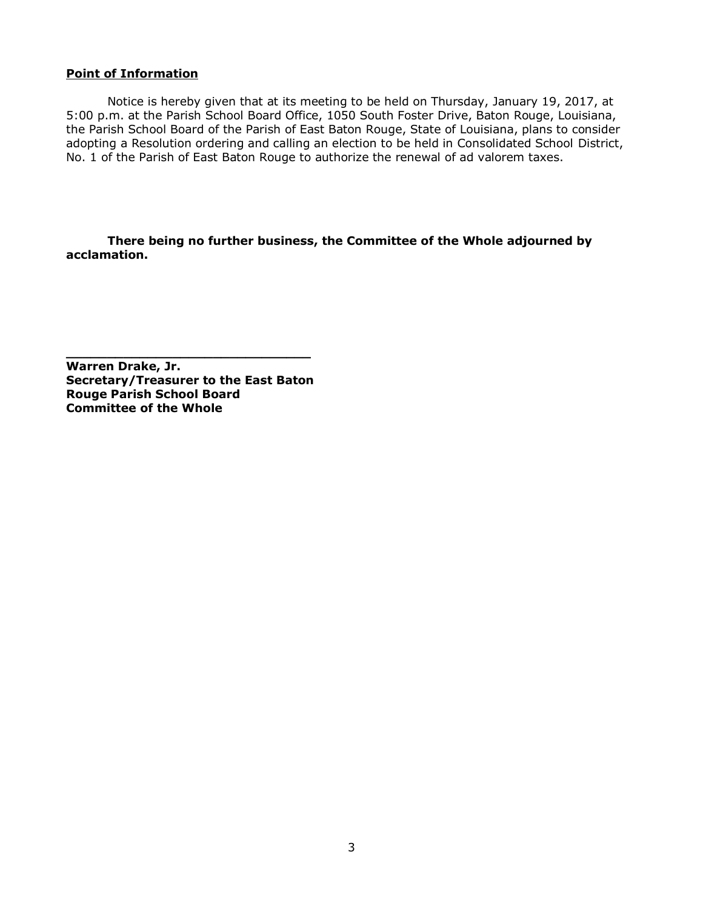**<u>Point of Information</u>**

Notice is hereby given that at its meeting to be held on Thursday, January 19, 2017, at 5:00 p.m. at the Parish School Board Office, 1050 South Foster Drive, Baton Rouge, Louisiana, the Parish School Board of the Parish of East Baton Rouge, State of Louisiana, plans to consider adopting a Resolution ordering and calling an election to be held in Consolidated School District, No. 1 of the Parish of East Baton Rouge to authorize the renewal of ad valorem taxes.

**There being no further business, the Committee of the Whole adjourned by acclamation.**

\_\_\_\_\_\_\_\_\_\_\_\_\_\_\_\_\_\_\_\_\_\_\_\_\_\_\_\_\_\_\_\_

**Warren Drake, Jr.**
**Secretary/Treasurer to the East Baton Rouge Parish School Board**
**Committee of the Whole**